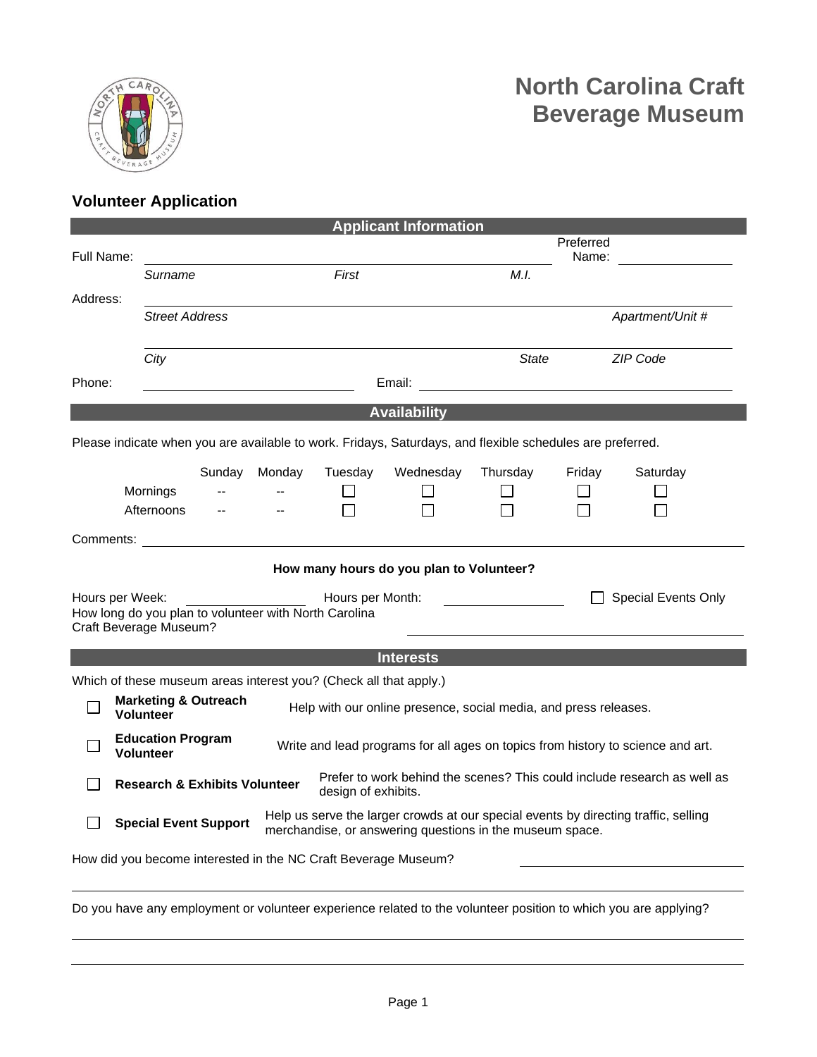# North Carolina Craft Beverage Museum

## Volunteer Application

### Applicant Information

Full Name: ______________________________________________ Preferred Name: ______________

*Surname* *First* *M.I.*

Address: ______________________________________________

*Street Address* *Apartment/Unit #*

______________________________________________

*City* *State* *ZIP Code*

Phone: ______________________ Email: ______________________

### Availability

Please indicate when you are available to work. Fridays, Saturdays, and flexible schedules are preferred.

| | Sunday | Monday | Tuesday | Wednesday | Thursday | Friday | Saturday |
|---|---|---|---|---|---|---|---|
| Mornings | -- | -- | ☐ | ☐ | ☐ | ☐ | ☐ |
| Afternoons | -- | -- | ☐ | ☐ | ☐ | ☐ | ☐ |

Comments: ______________________________________________

**How many hours do you plan to Volunteer?**

Hours per Week: ______________ Hours per Month: ______________ ☐ Special Events Only

How long do you plan to volunteer with North Carolina Craft Beverage Museum? ______________________

### Interests

Which of these museum areas interest you? (Check all that apply.)

- ☐ **Marketing & Outreach Volunteer** — Help with our online presence, social media, and press releases.
- ☐ **Education Program Volunteer** — Write and lead programs for all ages on topics from history to science and art.
- ☐ **Research & Exhibits Volunteer** — Prefer to work behind the scenes? This could include research as well as design of exhibits.
- ☐ **Special Event Support** — Help us serve the larger crowds at our special events by directing traffic, selling merchandise, or answering questions in the museum space.

How did you become interested in the NC Craft Beverage Museum? ______________________

______________________________________________

Do you have any employment or volunteer experience related to the volunteer position to which you are applying?

______________________________________________

______________________________________________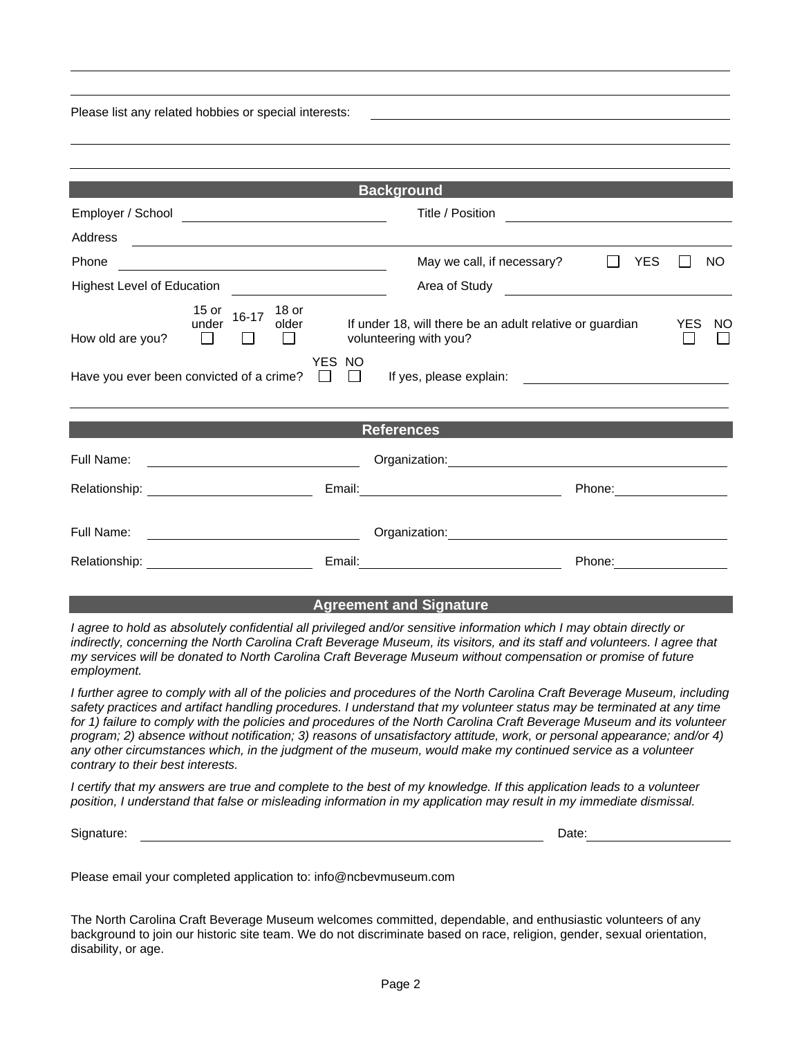Please list any related hobbies or special interests: \_\_\_\_\_\_\_\_\_\_\_\_\_\_\_\_\_\_\_\_

## Background

Employer / School \_\_\_\_\_\_\_\_\_\_\_\_\_\_\_\_\_\_\_\_ Title / Position \_\_\_\_\_\_\_\_\_\_\_\_\_\_\_\_\_\_\_\_

Address \_\_\_\_\_\_\_\_\_\_\_\_\_\_\_\_\_\_\_\_

Phone \_\_\_\_\_\_\_\_\_\_\_\_\_\_\_\_\_\_\_\_ May we call, if necessary? ☐ YES ☐ NO

Highest Level of Education \_\_\_\_\_\_\_\_\_\_\_\_\_\_\_\_\_\_\_\_ Area of Study \_\_\_\_\_\_\_\_\_\_\_\_\_\_\_\_\_\_\_\_

How old are you? ☐ 15 or under ☐ 16-17 ☐ 18 or older

If under 18, will there be an adult relative or guardian volunteering with you? ☐ YES ☐ NO

Have you ever been convicted of a crime? ☐ YES ☐ NO If yes, please explain: \_\_\_\_\_\_\_\_\_\_\_\_\_\_\_\_\_\_\_\_

## References

Full Name: \_\_\_\_\_\_\_\_\_\_\_\_\_\_\_\_\_\_\_\_ Organization: \_\_\_\_\_\_\_\_\_\_\_\_\_\_\_\_\_\_\_\_

Relationship: \_\_\_\_\_\_\_\_\_\_\_\_\_\_\_\_\_\_\_\_ Email: \_\_\_\_\_\_\_\_\_\_\_\_\_\_\_\_\_\_\_\_ Phone: \_\_\_\_\_\_\_\_\_\_\_\_\_\_\_\_\_\_\_\_

Full Name: \_\_\_\_\_\_\_\_\_\_\_\_\_\_\_\_\_\_\_\_ Organization: \_\_\_\_\_\_\_\_\_\_\_\_\_\_\_\_\_\_\_\_

Relationship: \_\_\_\_\_\_\_\_\_\_\_\_\_\_\_\_\_\_\_\_ Email: \_\_\_\_\_\_\_\_\_\_\_\_\_\_\_\_\_\_\_\_ Phone: \_\_\_\_\_\_\_\_\_\_\_\_\_\_\_\_\_\_\_\_

## Agreement and Signature

*I agree to hold as absolutely confidential all privileged and/or sensitive information which I may obtain directly or indirectly, concerning the North Carolina Craft Beverage Museum, its visitors, and its staff and volunteers. I agree that my services will be donated to North Carolina Craft Beverage Museum without compensation or promise of future employment.*

*I further agree to comply with all of the policies and procedures of the North Carolina Craft Beverage Museum, including safety practices and artifact handling procedures. I understand that my volunteer status may be terminated at any time for 1) failure to comply with the policies and procedures of the North Carolina Craft Beverage Museum and its volunteer program; 2) absence without notification; 3) reasons of unsatisfactory attitude, work, or personal appearance; and/or 4) any other circumstances which, in the judgment of the museum, would make my continued service as a volunteer contrary to their best interests.*

*I certify that my answers are true and complete to the best of my knowledge. If this application leads to a volunteer position, I understand that false or misleading information in my application may result in my immediate dismissal.*

Signature: \_\_\_\_\_\_\_\_\_\_\_\_\_\_\_\_\_\_\_\_ Date: \_\_\_\_\_\_\_\_\_\_\_\_\_\_\_\_\_\_\_\_

Please email your completed application to: info@ncbevmuseum.com

The North Carolina Craft Beverage Museum welcomes committed, dependable, and enthusiastic volunteers of any background to join our historic site team. We do not discriminate based on race, religion, gender, sexual orientation, disability, or age.